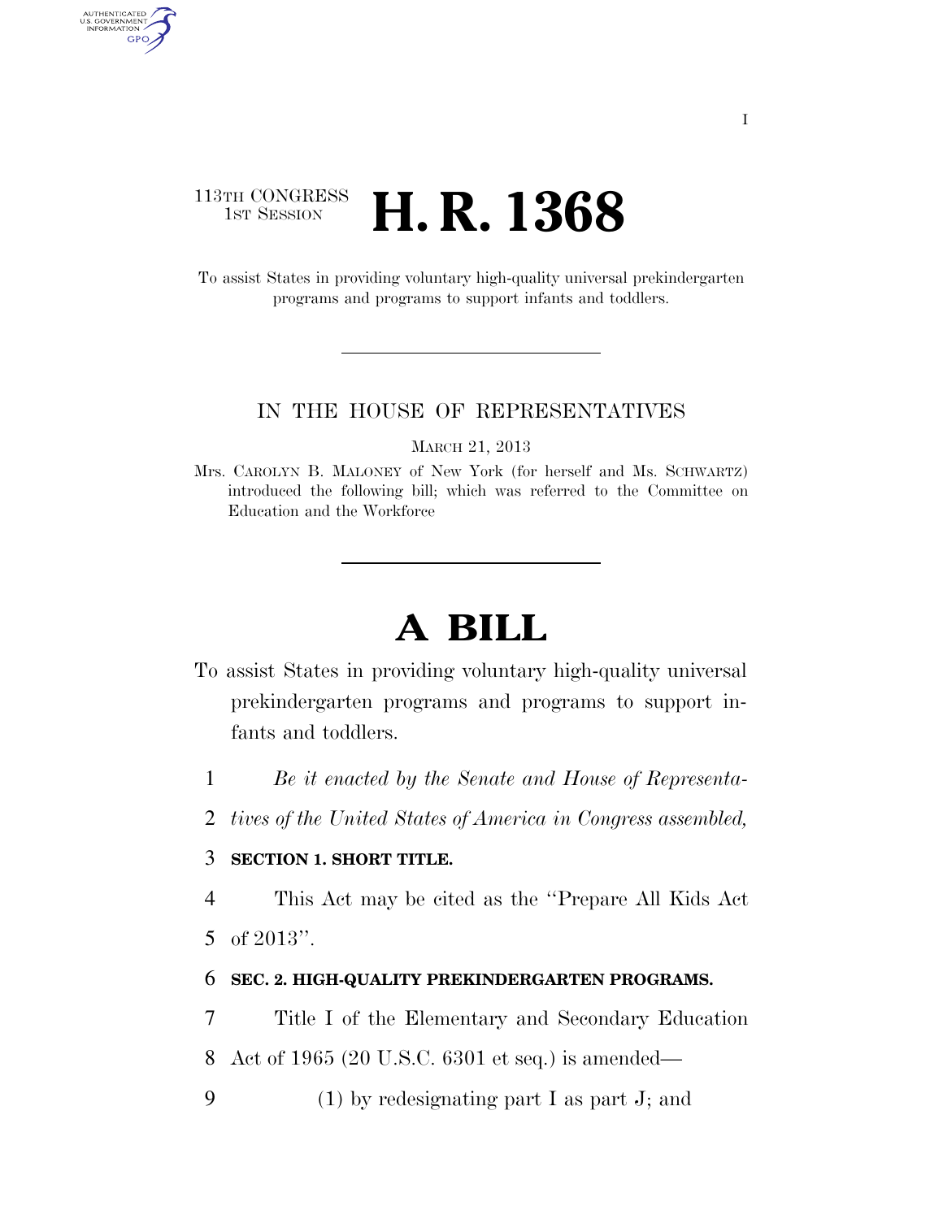113TH CONGRESS
1ST SESSION

# H. R. 1368

To assist States in providing voluntary high-quality universal prekindergarten programs and programs to support infants and toddlers.

IN THE HOUSE OF REPRESENTATIVES

MARCH 21, 2013

Mrs. CAROLYN B. MALONEY of New York (for herself and Ms. SCHWARTZ) introduced the following bill; which was referred to the Committee on Education and the Workforce

# A BILL

To assist States in providing voluntary high-quality universal prekindergarten programs and programs to support infants and toddlers.

1 *Be it enacted by the Senate and House of Representa-*
2 *tives of the United States of America in Congress assembled,*

3 **SECTION 1. SHORT TITLE.**

4 This Act may be cited as the ''Prepare All Kids Act
5 of 2013''.

6 **SEC. 2. HIGH-QUALITY PREKINDERGARTEN PROGRAMS.**

7 Title I of the Elementary and Secondary Education
8 Act of 1965 (20 U.S.C. 6301 et seq.) is amended—
9 (1) by redesignating part I as part J; and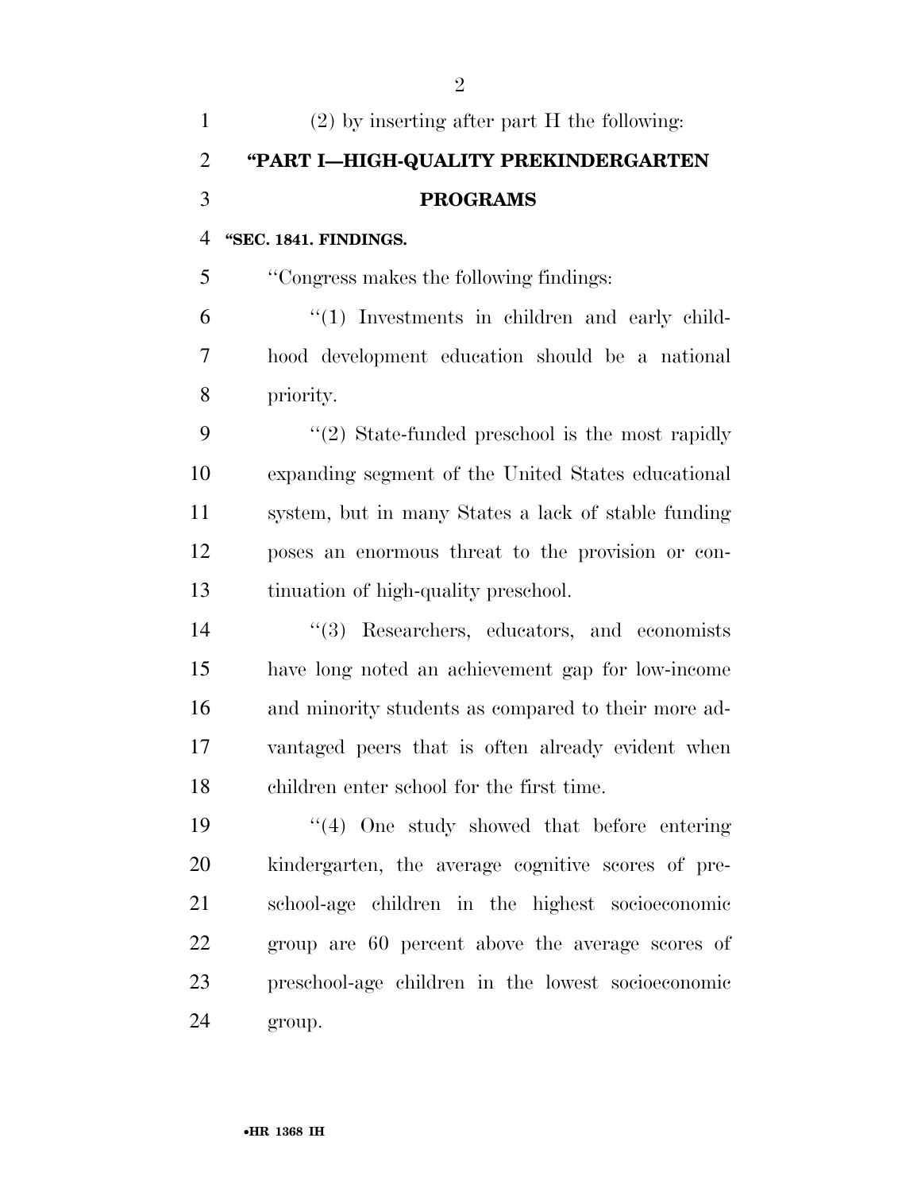(2) by inserting after part H the following:

## "PART I—HIGH-QUALITY PREKINDERGARTEN PROGRAMS

**"SEC. 1841. FINDINGS.**

"Congress makes the following findings:

"(1) Investments in children and early childhood development education should be a national priority.

"(2) State-funded preschool is the most rapidly expanding segment of the United States educational system, but in many States a lack of stable funding poses an enormous threat to the provision or continuation of high-quality preschool.

"(3) Researchers, educators, and economists have long noted an achievement gap for low-income and minority students as compared to their more advantaged peers that is often already evident when children enter school for the first time.

"(4) One study showed that before entering kindergarten, the average cognitive scores of preschool-age children in the highest socioeconomic group are 60 percent above the average scores of preschool-age children in the lowest socioeconomic group.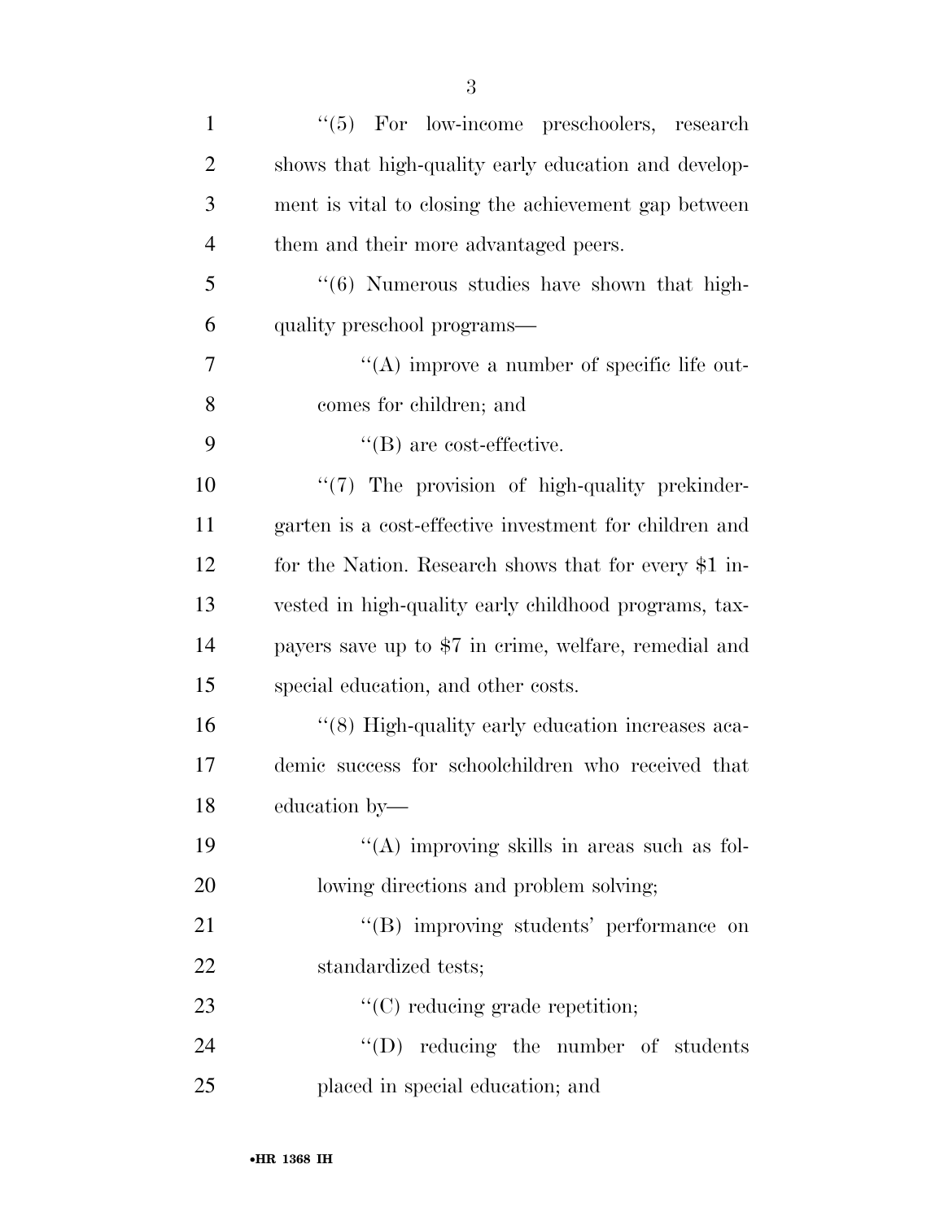''(5) For low-income preschoolers, research shows that high-quality early education and development is vital to closing the achievement gap between them and their more advantaged peers.

''(6) Numerous studies have shown that high-quality preschool programs—

''(A) improve a number of specific life outcomes for children; and

''(B) are cost-effective.

''(7) The provision of high-quality prekindergarten is a cost-effective investment for children and for the Nation. Research shows that for every $1 invested in high-quality early childhood programs, taxpayers save up to $7 in crime, welfare, remedial and special education, and other costs.

''(8) High-quality early education increases academic success for schoolchildren who received that education by—

''(A) improving skills in areas such as following directions and problem solving;

''(B) improving students' performance on standardized tests;

''(C) reducing grade repetition;

''(D) reducing the number of students placed in special education; and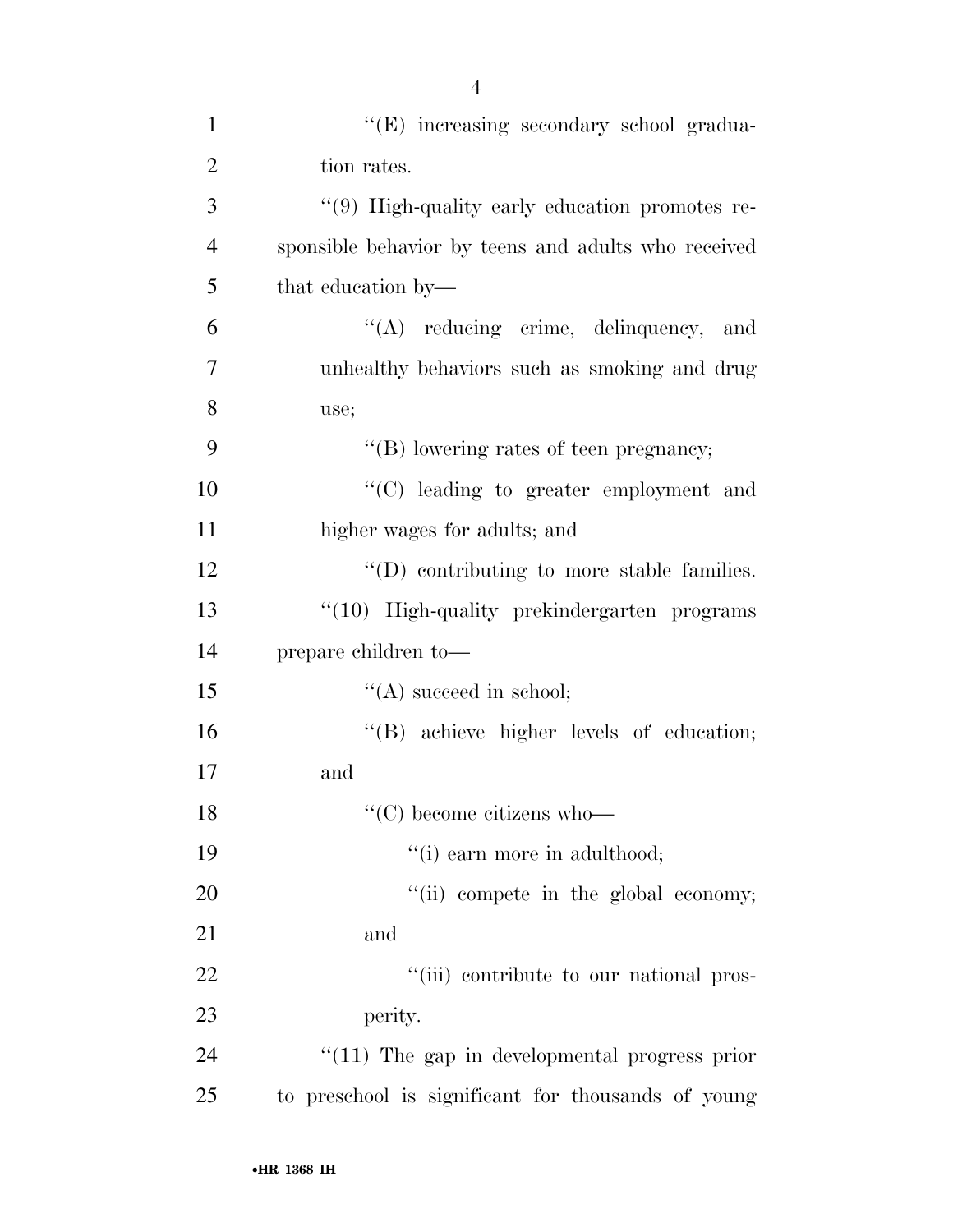''(E) increasing secondary school graduation rates.

''(9) High-quality early education promotes responsible behavior by teens and adults who received that education by—

''(A) reducing crime, delinquency, and unhealthy behaviors such as smoking and drug use;

''(B) lowering rates of teen pregnancy;

''(C) leading to greater employment and higher wages for adults; and

''(D) contributing to more stable families.

''(10) High-quality prekindergarten programs prepare children to—

''(A) succeed in school;

''(B) achieve higher levels of education; and

''(C) become citizens who—

''(i) earn more in adulthood;

''(ii) compete in the global economy; and

''(iii) contribute to our national prosperity.

''(11) The gap in developmental progress prior to preschool is significant for thousands of young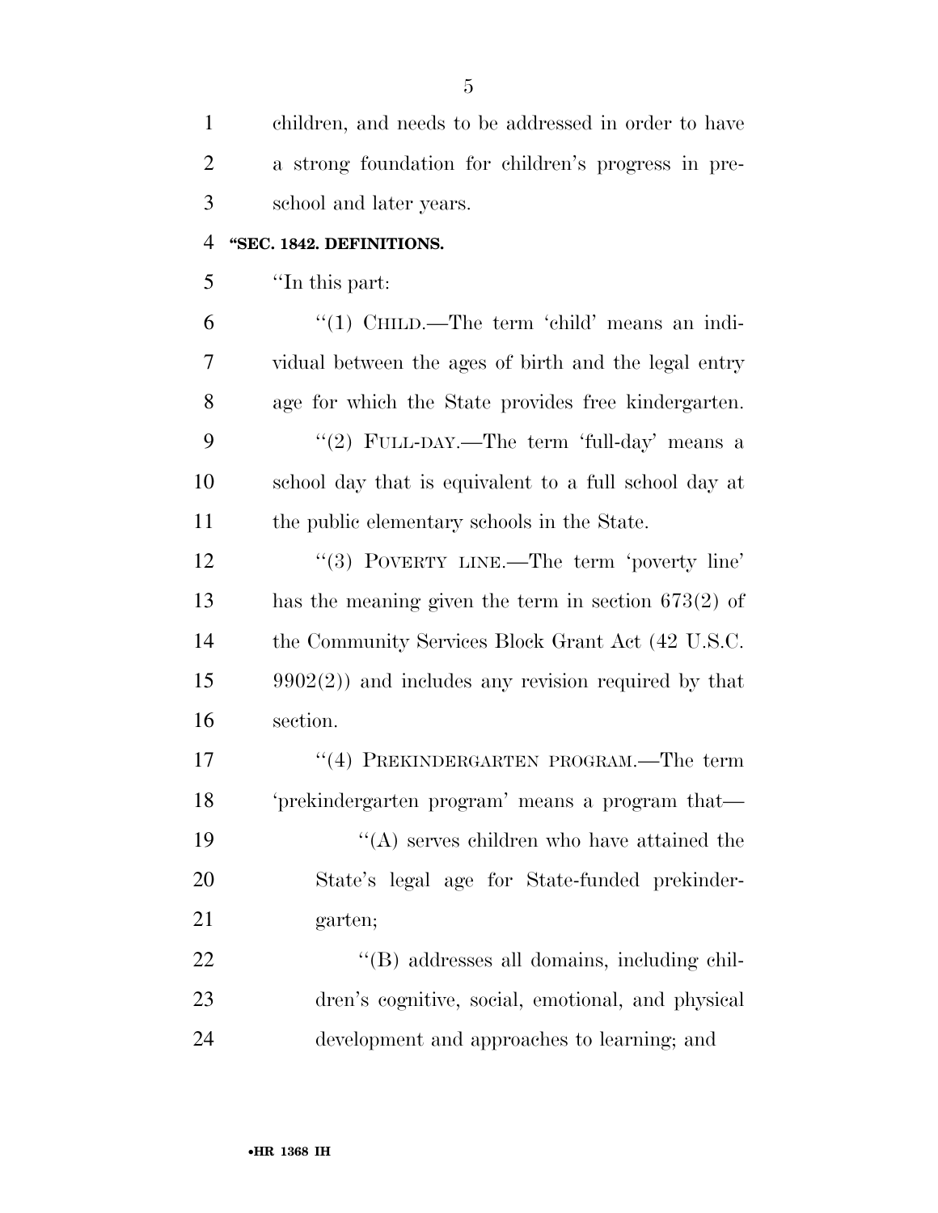children, and needs to be addressed in order to have a strong foundation for children's progress in preschool and later years.

**"SEC. 1842. DEFINITIONS.**

"In this part:

"(1) CHILD.—The term 'child' means an individual between the ages of birth and the legal entry age for which the State provides free kindergarten.

"(2) FULL-DAY.—The term 'full-day' means a school day that is equivalent to a full school day at the public elementary schools in the State.

"(3) POVERTY LINE.—The term 'poverty line' has the meaning given the term in section 673(2) of the Community Services Block Grant Act (42 U.S.C. 9902(2)) and includes any revision required by that section.

"(4) PREKINDERGARTEN PROGRAM.—The term 'prekindergarten program' means a program that—

"(A) serves children who have attained the State's legal age for State-funded prekindergarten;

"(B) addresses all domains, including children's cognitive, social, emotional, and physical development and approaches to learning; and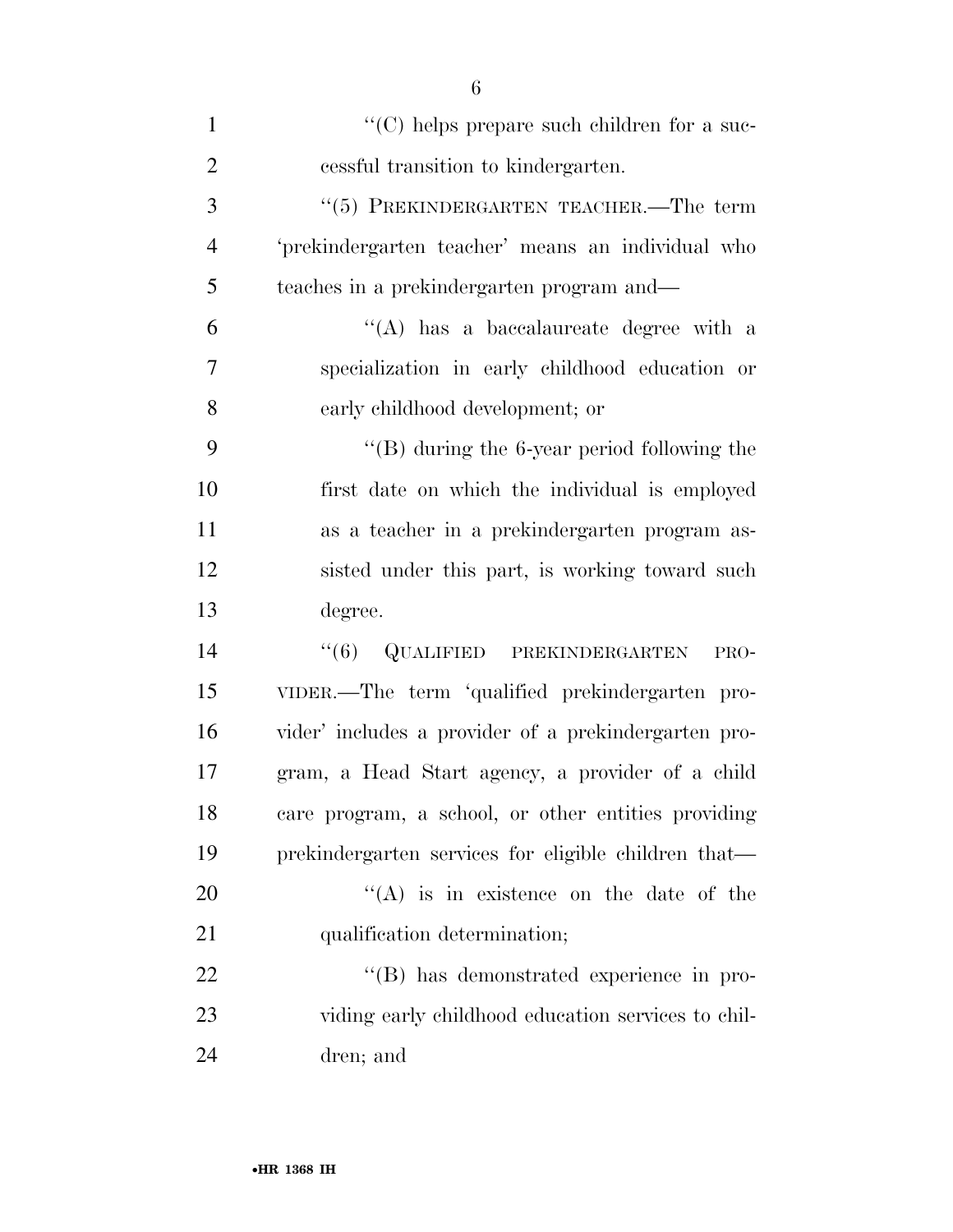''(C) helps prepare such children for a successful transition to kindergarten.

''(5) PREKINDERGARTEN TEACHER.—The term 'prekindergarten teacher' means an individual who teaches in a prekindergarten program and—

''(A) has a baccalaureate degree with a specialization in early childhood education or early childhood development; or

''(B) during the 6-year period following the first date on which the individual is employed as a teacher in a prekindergarten program assisted under this part, is working toward such degree.

''(6) QUALIFIED PREKINDERGARTEN PROVIDER.—The term 'qualified prekindergarten provider' includes a provider of a prekindergarten program, a Head Start agency, a provider of a child care program, a school, or other entities providing prekindergarten services for eligible children that—

''(A) is in existence on the date of the qualification determination;

''(B) has demonstrated experience in providing early childhood education services to children; and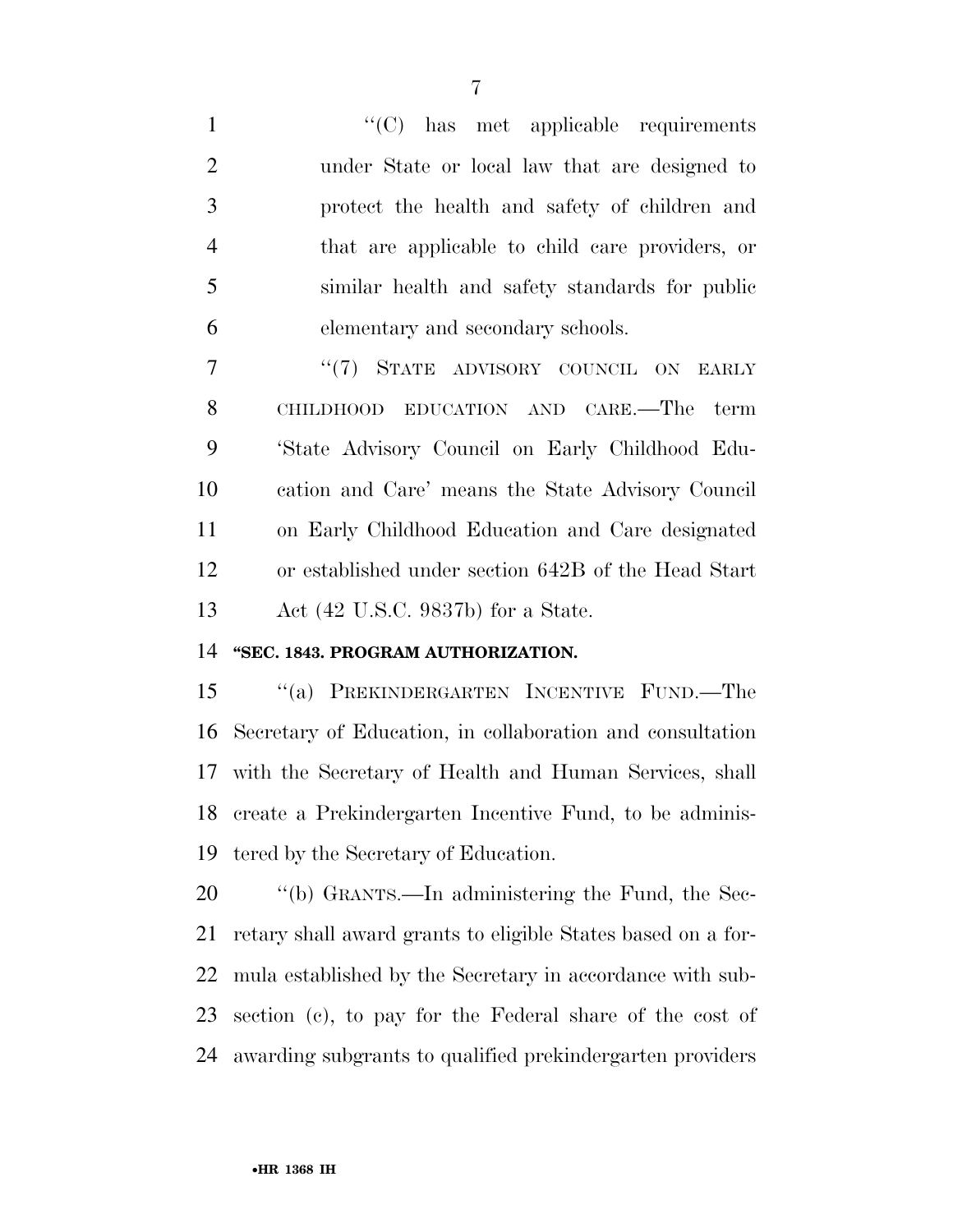"(C) has met applicable requirements under State or local law that are designed to protect the health and safety of children and that are applicable to child care providers, or similar health and safety standards for public elementary and secondary schools.

"(7) STATE ADVISORY COUNCIL ON EARLY CHILDHOOD EDUCATION AND CARE.—The term 'State Advisory Council on Early Childhood Education and Care' means the State Advisory Council on Early Childhood Education and Care designated or established under section 642B of the Head Start Act (42 U.S.C. 9837b) for a State.

**"SEC. 1843. PROGRAM AUTHORIZATION.**

"(a) PREKINDERGARTEN INCENTIVE FUND.—The Secretary of Education, in collaboration and consultation with the Secretary of Health and Human Services, shall create a Prekindergarten Incentive Fund, to be administered by the Secretary of Education.

"(b) GRANTS.—In administering the Fund, the Secretary shall award grants to eligible States based on a formula established by the Secretary in accordance with subsection (c), to pay for the Federal share of the cost of awarding subgrants to qualified prekindergarten providers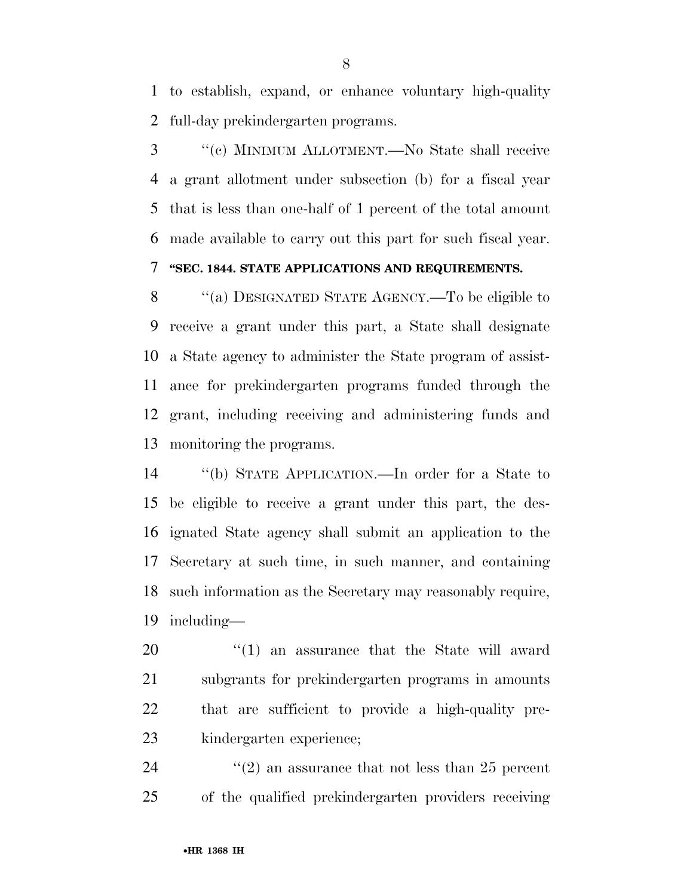to establish, expand, or enhance voluntary high-quality full-day prekindergarten programs.

''(c) MINIMUM ALLOTMENT.—No State shall receive a grant allotment under subsection (b) for a fiscal year that is less than one-half of 1 percent of the total amount made available to carry out this part for such fiscal year.

**''SEC. 1844. STATE APPLICATIONS AND REQUIREMENTS.**

''(a) DESIGNATED STATE AGENCY.—To be eligible to receive a grant under this part, a State shall designate a State agency to administer the State program of assistance for prekindergarten programs funded through the grant, including receiving and administering funds and monitoring the programs.

''(b) STATE APPLICATION.—In order for a State to be eligible to receive a grant under this part, the designated State agency shall submit an application to the Secretary at such time, in such manner, and containing such information as the Secretary may reasonably require, including—

''(1) an assurance that the State will award subgrants for prekindergarten programs in amounts that are sufficient to provide a high-quality prekindergarten experience;

''(2) an assurance that not less than 25 percent of the qualified prekindergarten providers receiving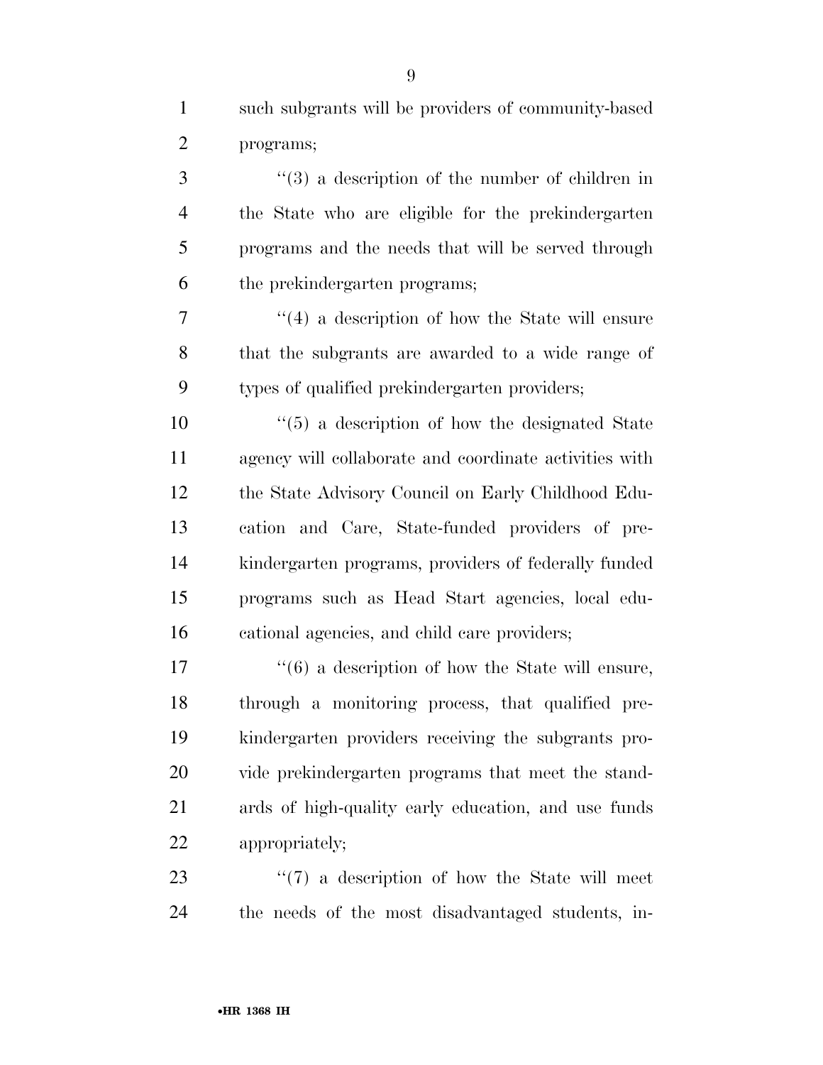such subgrants will be providers of community-based programs;

''(3) a description of the number of children in the State who are eligible for the prekindergarten programs and the needs that will be served through the prekindergarten programs;

''(4) a description of how the State will ensure that the subgrants are awarded to a wide range of types of qualified prekindergarten providers;

''(5) a description of how the designated State agency will collaborate and coordinate activities with the State Advisory Council on Early Childhood Education and Care, State-funded providers of prekindergarten programs, providers of federally funded programs such as Head Start agencies, local educational agencies, and child care providers;

''(6) a description of how the State will ensure, through a monitoring process, that qualified prekindergarten providers receiving the subgrants provide prekindergarten programs that meet the standards of high-quality early education, and use funds appropriately;

''(7) a description of how the State will meet the needs of the most disadvantaged students, in-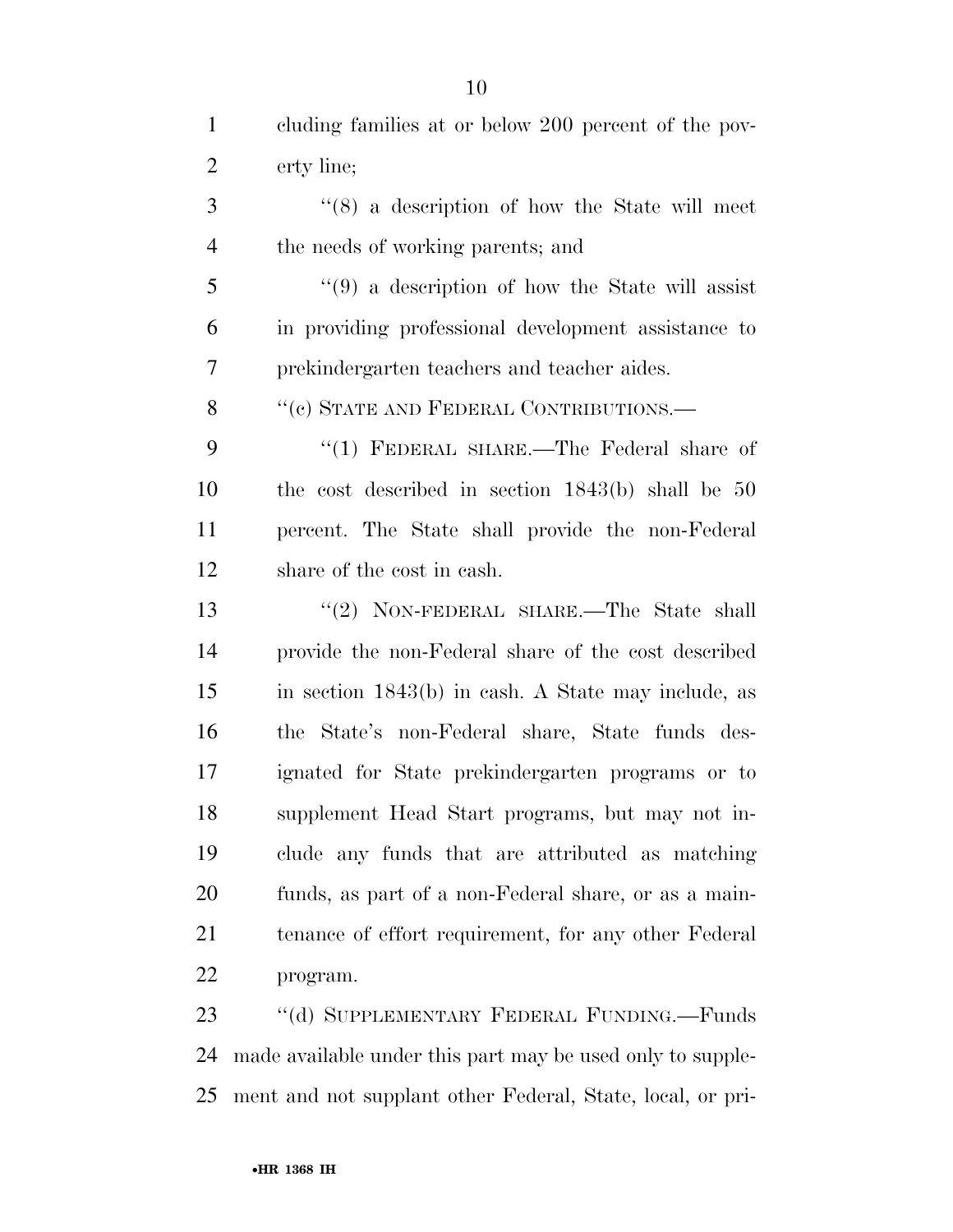cluding families at or below 200 percent of the poverty line;

"(8) a description of how the State will meet the needs of working parents; and

"(9) a description of how the State will assist in providing professional development assistance to prekindergarten teachers and teacher aides.

"(c) STATE AND FEDERAL CONTRIBUTIONS.—

"(1) FEDERAL SHARE.—The Federal share of the cost described in section 1843(b) shall be 50 percent. The State shall provide the non-Federal share of the cost in cash.

"(2) NON-FEDERAL SHARE.—The State shall provide the non-Federal share of the cost described in section 1843(b) in cash. A State may include, as the State's non-Federal share, State funds designated for State prekindergarten programs or to supplement Head Start programs, but may not include any funds that are attributed as matching funds, as part of a non-Federal share, or as a maintenance of effort requirement, for any other Federal program.

"(d) SUPPLEMENTARY FEDERAL FUNDING.—Funds made available under this part may be used only to supplement and not supplant other Federal, State, local, or pri-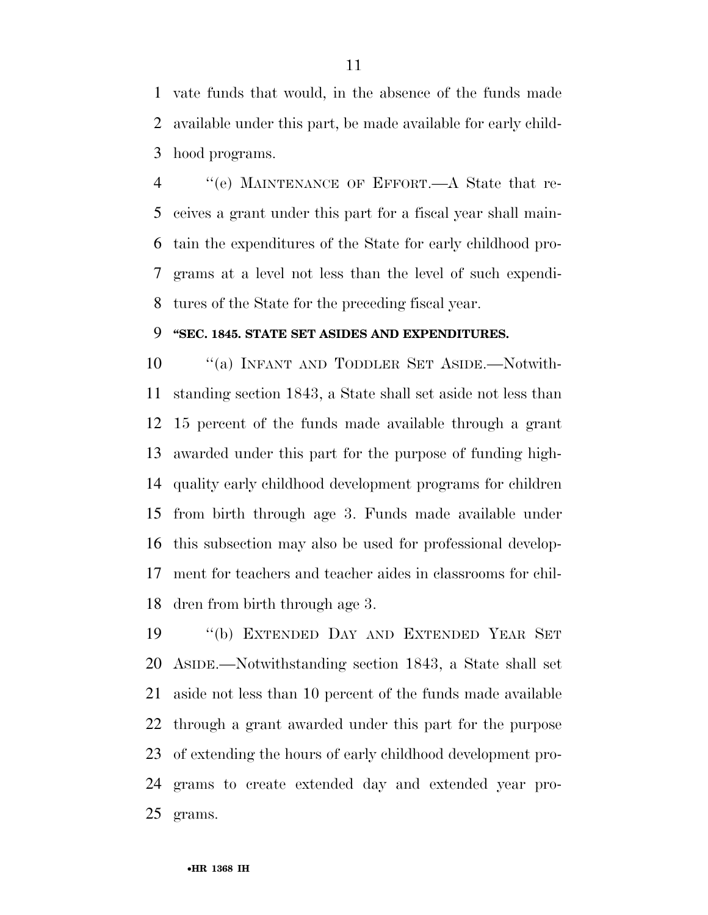vate funds that would, in the absence of the funds made available under this part, be made available for early childhood programs.

''(e) MAINTENANCE OF EFFORT.—A State that receives a grant under this part for a fiscal year shall maintain the expenditures of the State for early childhood programs at a level not less than the level of such expenditures of the State for the preceding fiscal year.

**''SEC. 1845. STATE SET ASIDES AND EXPENDITURES.**

''(a) INFANT AND TODDLER SET ASIDE.—Notwithstanding section 1843, a State shall set aside not less than 15 percent of the funds made available through a grant awarded under this part for the purpose of funding high-quality early childhood development programs for children from birth through age 3. Funds made available under this subsection may also be used for professional development for teachers and teacher aides in classrooms for children from birth through age 3.

''(b) EXTENDED DAY AND EXTENDED YEAR SET ASIDE.—Notwithstanding section 1843, a State shall set aside not less than 10 percent of the funds made available through a grant awarded under this part for the purpose of extending the hours of early childhood development programs to create extended day and extended year programs.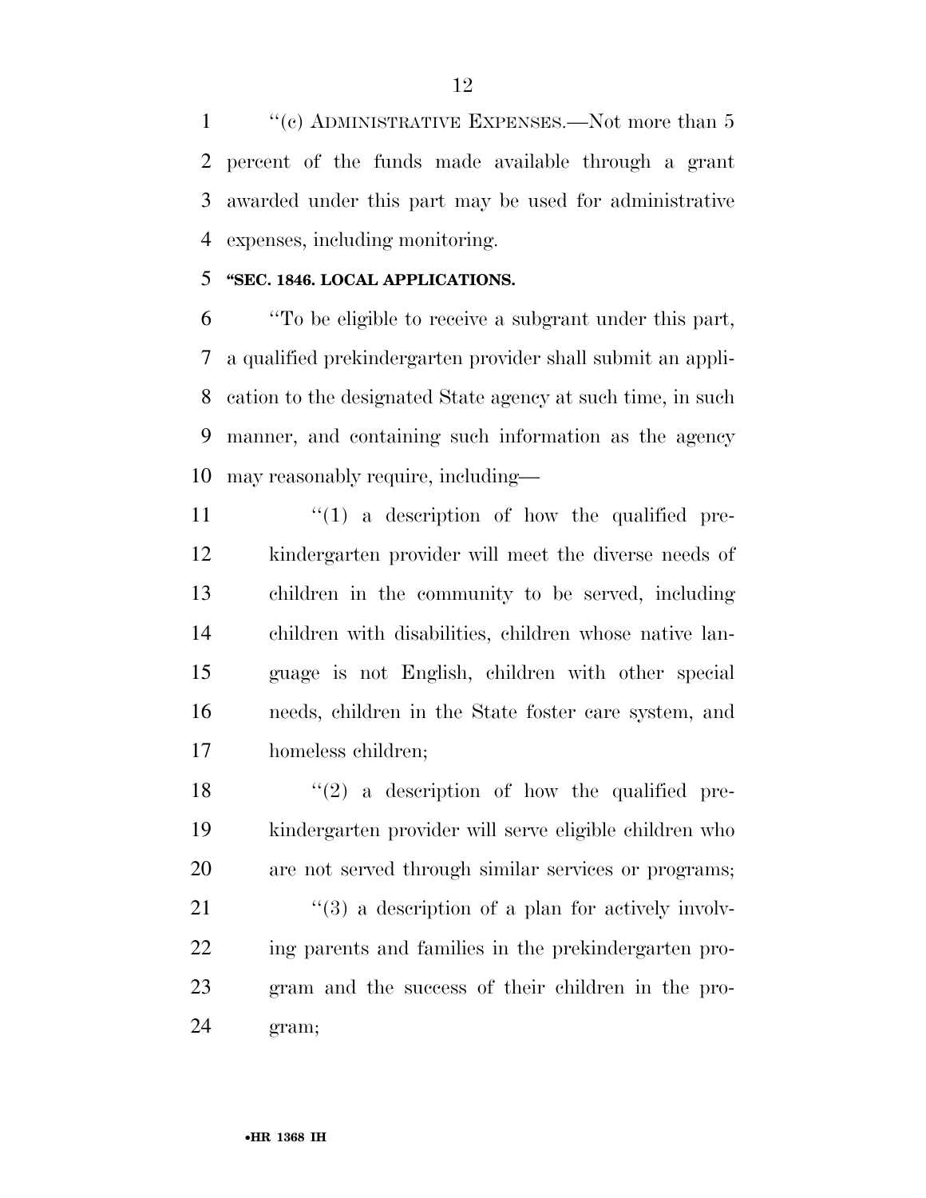''(c) ADMINISTRATIVE EXPENSES.—Not more than 5 percent of the funds made available through a grant awarded under this part may be used for administrative expenses, including monitoring.

**''SEC. 1846. LOCAL APPLICATIONS.**

''To be eligible to receive a subgrant under this part, a qualified prekindergarten provider shall submit an application to the designated State agency at such time, in such manner, and containing such information as the agency may reasonably require, including—

''(1) a description of how the qualified prekindergarten provider will meet the diverse needs of children in the community to be served, including children with disabilities, children whose native language is not English, children with other special needs, children in the State foster care system, and homeless children;

''(2) a description of how the qualified prekindergarten provider will serve eligible children who are not served through similar services or programs;

''(3) a description of a plan for actively involving parents and families in the prekindergarten program and the success of their children in the program;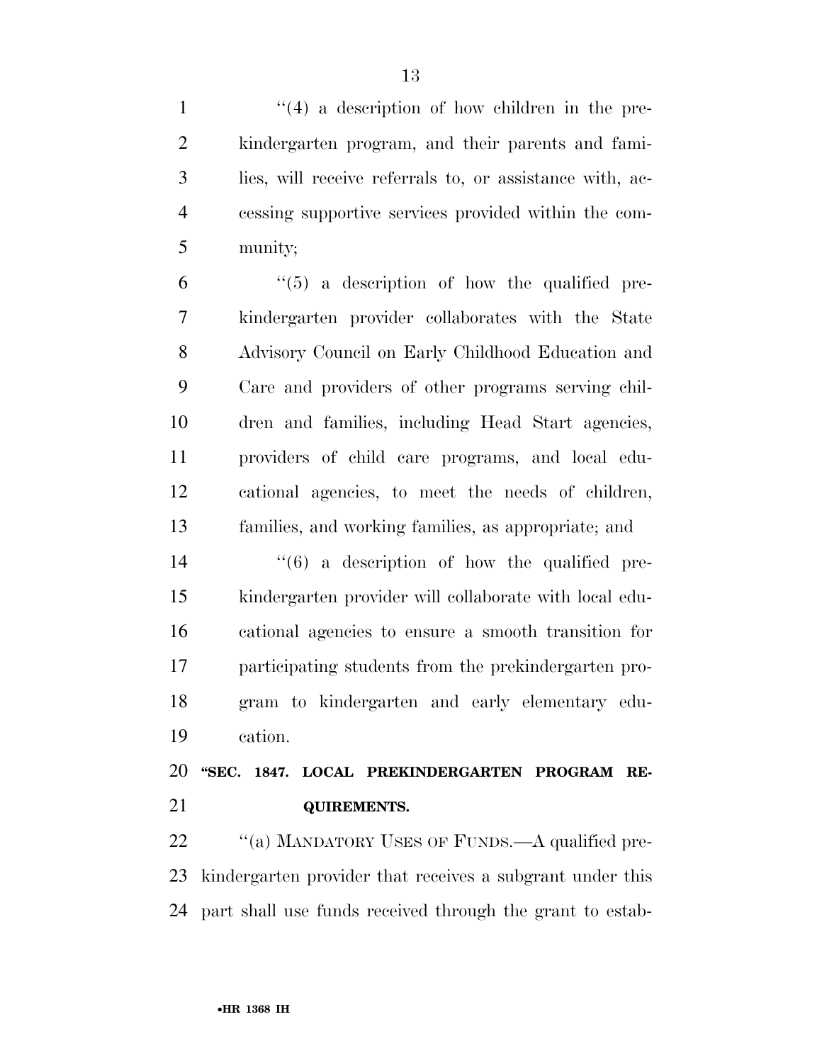"(4) a description of how children in the prekindergarten program, and their parents and families, will receive referrals to, or assistance with, accessing supportive services provided within the community;

"(5) a description of how the qualified prekindergarten provider collaborates with the State Advisory Council on Early Childhood Education and Care and providers of other programs serving children and families, including Head Start agencies, providers of child care programs, and local educational agencies, to meet the needs of children, families, and working families, as appropriate; and

"(6) a description of how the qualified prekindergarten provider will collaborate with local educational agencies to ensure a smooth transition for participating students from the prekindergarten program to kindergarten and early elementary education.

**"SEC. 1847. LOCAL PREKINDERGARTEN PROGRAM REQUIREMENTS.**

"(a) MANDATORY USES OF FUNDS.—A qualified prekindergarten provider that receives a subgrant under this part shall use funds received through the grant to estab-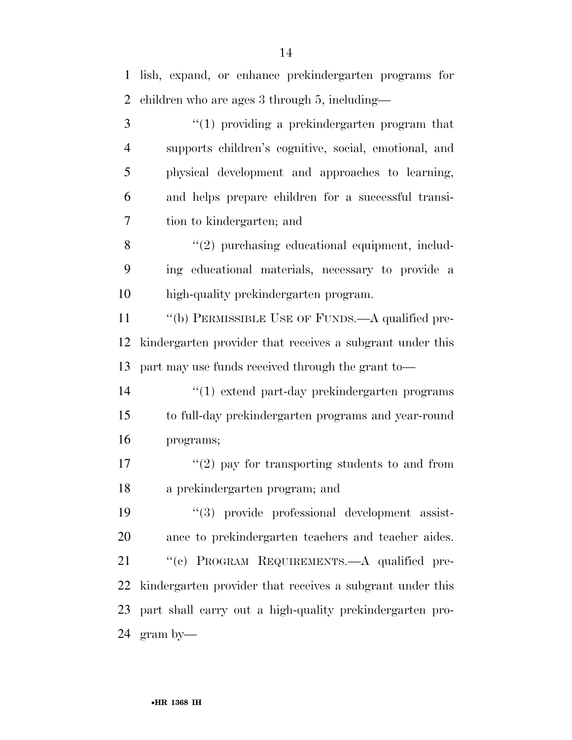lish, expand, or enhance prekindergarten programs for children who are ages 3 through 5, including—

"(1) providing a prekindergarten program that supports children's cognitive, social, emotional, and physical development and approaches to learning, and helps prepare children for a successful transition to kindergarten; and

"(2) purchasing educational equipment, including educational materials, necessary to provide a high-quality prekindergarten program.

"(b) PERMISSIBLE USE OF FUNDS.—A qualified prekindergarten provider that receives a subgrant under this part may use funds received through the grant to—

"(1) extend part-day prekindergarten programs to full-day prekindergarten programs and year-round programs;

"(2) pay for transporting students to and from a prekindergarten program; and

"(3) provide professional development assistance to prekindergarten teachers and teacher aides.

"(c) PROGRAM REQUIREMENTS.—A qualified prekindergarten provider that receives a subgrant under this part shall carry out a high-quality prekindergarten program by—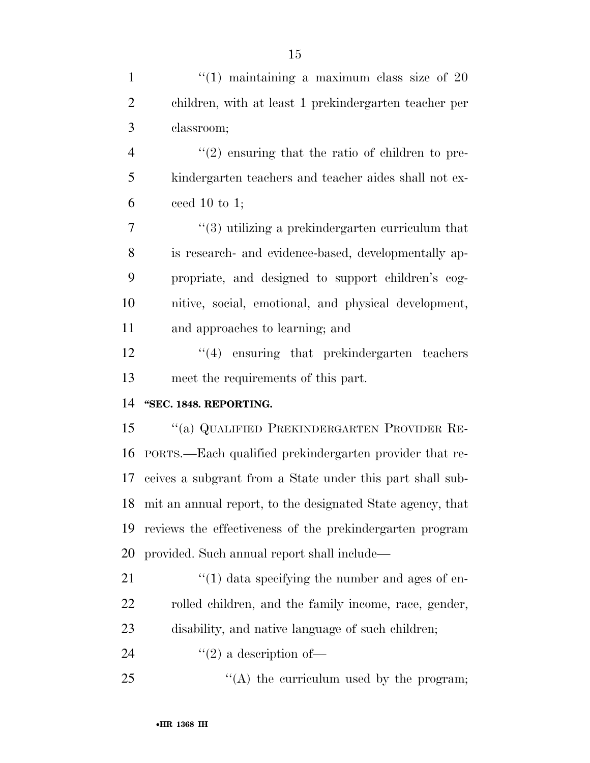"(1) maintaining a maximum class size of 20 children, with at least 1 prekindergarten teacher per classroom;

"(2) ensuring that the ratio of children to prekindergarten teachers and teacher aides shall not exceed 10 to 1;

"(3) utilizing a prekindergarten curriculum that is research- and evidence-based, developmentally appropriate, and designed to support children's cognitive, social, emotional, and physical development, and approaches to learning; and

"(4) ensuring that prekindergarten teachers meet the requirements of this part.

**"SEC. 1848. REPORTING.**

"(a) QUALIFIED PREKINDERGARTEN PROVIDER REPORTS.—Each qualified prekindergarten provider that receives a subgrant from a State under this part shall submit an annual report, to the designated State agency, that reviews the effectiveness of the prekindergarten program provided. Such annual report shall include—

"(1) data specifying the number and ages of enrolled children, and the family income, race, gender, disability, and native language of such children;

"(2) a description of—

"(A) the curriculum used by the program;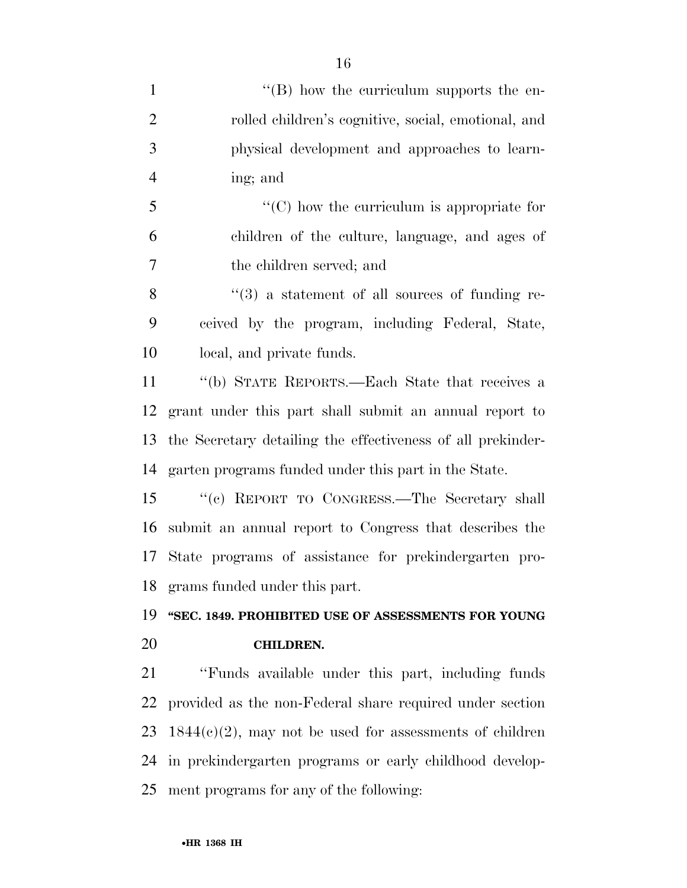''(B) how the curriculum supports the enrolled children's cognitive, social, emotional, and physical development and approaches to learning; and

''(C) how the curriculum is appropriate for children of the culture, language, and ages of the children served; and

''(3) a statement of all sources of funding received by the program, including Federal, State, local, and private funds.

''(b) STATE REPORTS.—Each State that receives a grant under this part shall submit an annual report to the Secretary detailing the effectiveness of all prekindergarten programs funded under this part in the State.

''(c) REPORT TO CONGRESS.—The Secretary shall submit an annual report to Congress that describes the State programs of assistance for prekindergarten programs funded under this part.

**''SEC. 1849. PROHIBITED USE OF ASSESSMENTS FOR YOUNG CHILDREN.**

''Funds available under this part, including funds provided as the non-Federal share required under section 1844(c)(2), may not be used for assessments of children in prekindergarten programs or early childhood development programs for any of the following: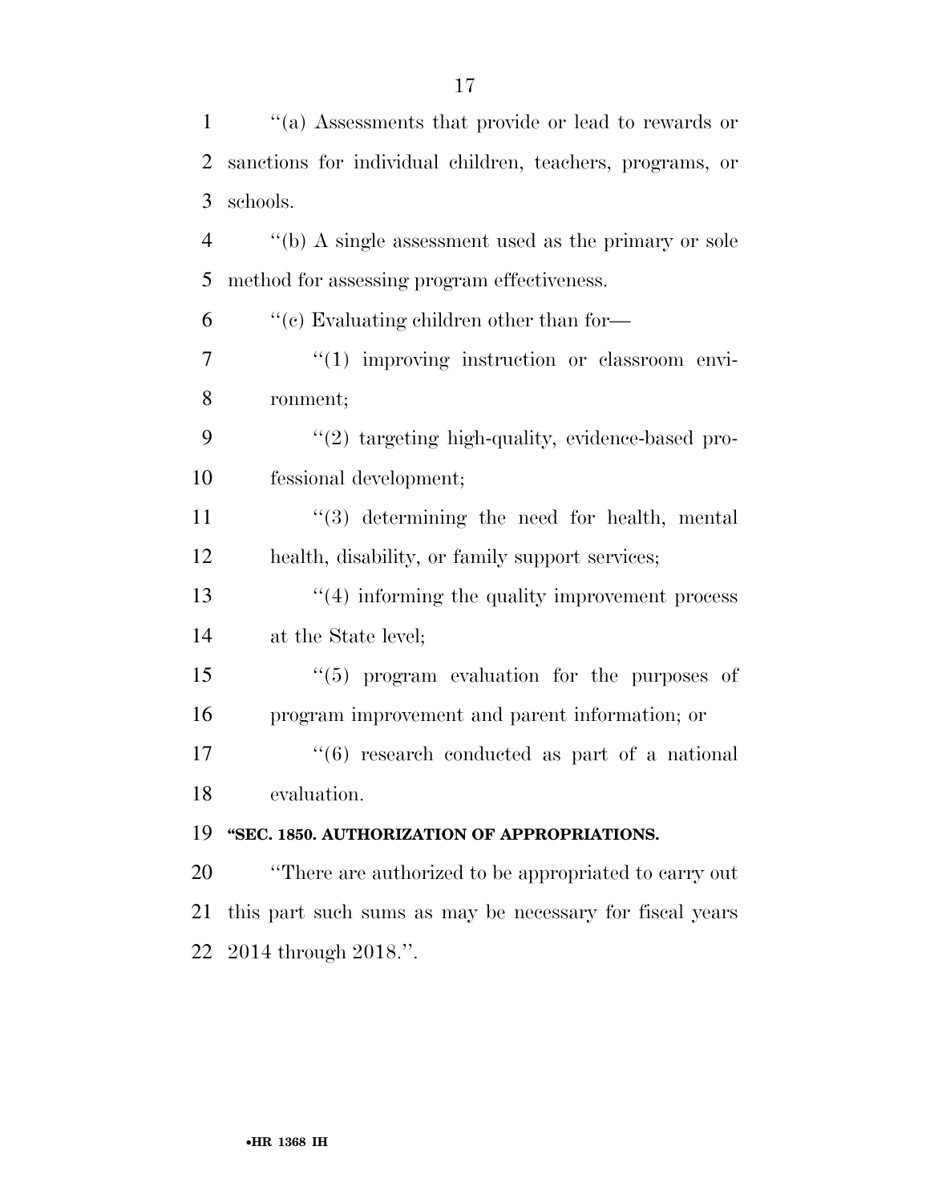''(a) Assessments that provide or lead to rewards or sanctions for individual children, teachers, programs, or schools.

''(b) A single assessment used as the primary or sole method for assessing program effectiveness.

''(c) Evaluating children other than for—

''(1) improving instruction or classroom environment;

''(2) targeting high-quality, evidence-based professional development;

''(3) determining the need for health, mental health, disability, or family support services;

''(4) informing the quality improvement process at the State level;

''(5) program evaluation for the purposes of program improvement and parent information; or

''(6) research conducted as part of a national evaluation.

**''SEC. 1850. AUTHORIZATION OF APPROPRIATIONS.**

''There are authorized to be appropriated to carry out this part such sums as may be necessary for fiscal years 2014 through 2018.''.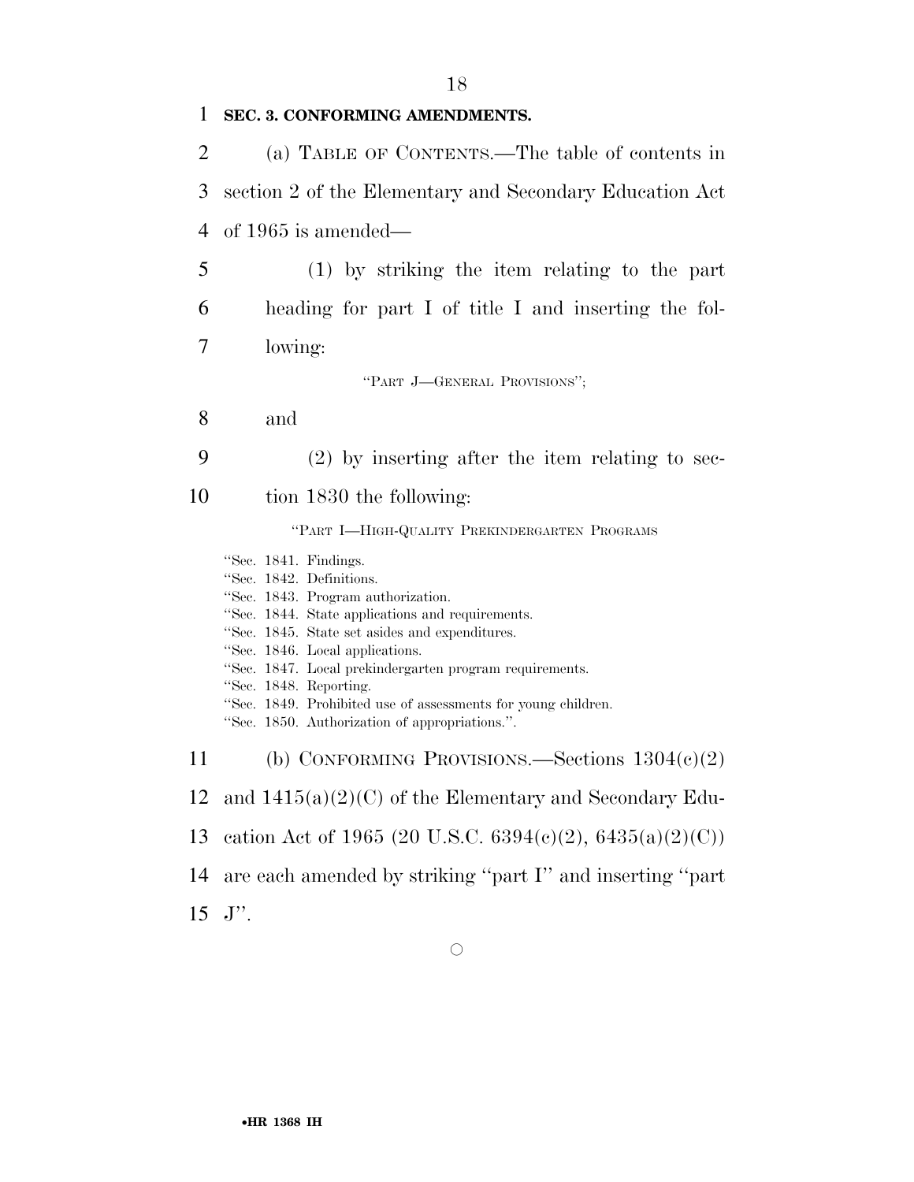**SEC. 3. CONFORMING AMENDMENTS.**

(a) TABLE OF CONTENTS.—The table of contents in section 2 of the Elementary and Secondary Education Act of 1965 is amended—

(1) by striking the item relating to the part heading for part I of title I and inserting the following:

"PART J—GENERAL PROVISIONS";

and

(2) by inserting after the item relating to section 1830 the following:

"PART I—HIGH-QUALITY PREKINDERGARTEN PROGRAMS

"Sec. 1841. Findings.
"Sec. 1842. Definitions.
"Sec. 1843. Program authorization.
"Sec. 1844. State applications and requirements.
"Sec. 1845. State set asides and expenditures.
"Sec. 1846. Local applications.
"Sec. 1847. Local prekindergarten program requirements.
"Sec. 1848. Reporting.
"Sec. 1849. Prohibited use of assessments for young children.
"Sec. 1850. Authorization of appropriations.".

(b) CONFORMING PROVISIONS.—Sections 1304(c)(2) and 1415(a)(2)(C) of the Elementary and Secondary Education Act of 1965 (20 U.S.C. 6394(c)(2), 6435(a)(2)(C)) are each amended by striking "part I" and inserting "part J".

○